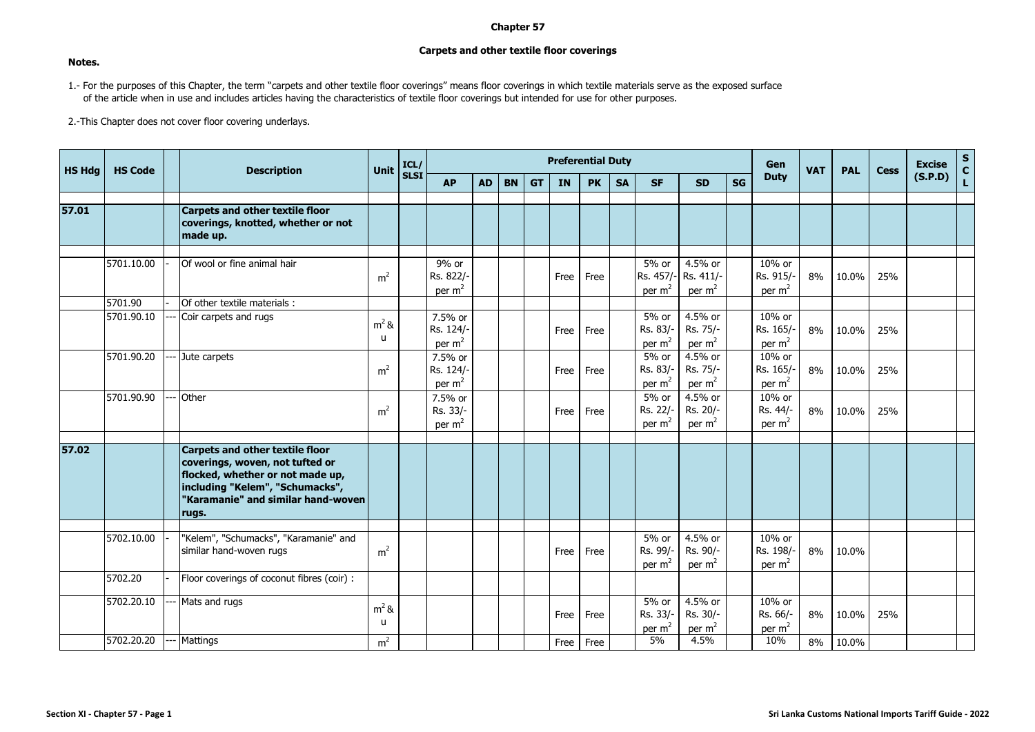# Chapter 57

## Carpets and other textile floor coverings

**Notes.**

1.- For the purposes of this Chapter, the term "carpets and other textile floor coverings" means floor coverings in which textile materials serve as the exposed surface of the article when in use and includes articles having the characteristics of textile floor coverings but intended for use for other purposes.

2.-This Chapter does not cover floor covering underlays.

| HS Hdg | HS Code | | Description | Unit | ICL/ SLSI | Preferential Duty | | | | | | | | | | Gen Duty | VAT | PAL | Cess | Excise (S.P.D) | SCL |
|---|---|---|---|---|---|---|---|---|---|---|---|---|---|---|---|---|---|---|---|---|---|
| | | | | | | AP | AD | BN | GT | IN | PK | SA | SF | SD | SG | | | | | | |
| **57.01** | | | **Carpets and other textile floor coverings, knotted, whether or not made up.** | | | | | | | | | | | | | | | | | | |
| | 5701.10.00 | - | Of wool or fine animal hair | $m^2$ | | 9% or Rs. 822/- per $m^2$ | | | | Free | Free | | 5% or Rs. 457/- per $m^2$ | 4.5% or Rs. 411/- per $m^2$ | | 10% or Rs. 915/- per $m^2$ | 8% | 10.0% | 25% | | |
| | 5701.90 | - | Of other textile materials : | | | | | | | | | | | | | | | | | | |
| | 5701.90.10 | --- | Coir carpets and rugs | $m^2$ & u | | 7.5% or Rs. 124/- per $m^2$ | | | | Free | Free | | 5% or Rs. 83/- per $m^2$ | 4.5% or Rs. 75/- per $m^2$ | | 10% or Rs. 165/- per $m^2$ | 8% | 10.0% | 25% | | |
| | 5701.90.20 | --- | Jute carpets | $m^2$ | | 7.5% or Rs. 124/- per $m^2$ | | | | Free | Free | | 5% or Rs. 83/- per $m^2$ | 4.5% or Rs. 75/- per $m^2$ | | 10% or Rs. 165/- per $m^2$ | 8% | 10.0% | 25% | | |
| | 5701.90.90 | --- | Other | $m^2$ | | 7.5% or Rs. 33/- per $m^2$ | | | | Free | Free | | 5% or Rs. 22/- per $m^2$ | 4.5% or Rs. 20/- per $m^2$ | | 10% or Rs. 44/- per $m^2$ | 8% | 10.0% | 25% | | |
| **57.02** | | | **Carpets and other textile floor coverings, woven, not tufted or flocked, whether or not made up, including "Kelem", "Schumacks", "Karamanie" and similar hand-woven rugs.** | | | | | | | | | | | | | | | | | | |
| | 5702.10.00 | - | "Kelem", "Schumacks", "Karamanie" and similar hand-woven rugs | $m^2$ | | | | | | Free | Free | | 5% or Rs. 99/- per $m^2$ | 4.5% or Rs. 90/- per $m^2$ | | 10% or Rs. 198/- per $m^2$ | 8% | 10.0% | | | |
| | 5702.20 | - | Floor coverings of coconut fibres (coir) : | | | | | | | | | | | | | | | | | | |
| | 5702.20.10 | --- | Mats and rugs | $m^2$ & u | | | | | | Free | Free | | 5% or Rs. 33/- per $m^2$ | 4.5% or Rs. 30/- per $m^2$ | | 10% or Rs. 66/- per $m^2$ | 8% | 10.0% | 25% | | |
| | 5702.20.20 | --- | Mattings | $m^2$ | | | | | | Free | Free | | 5% | 4.5% | | 10% | 8% | 10.0% | | | |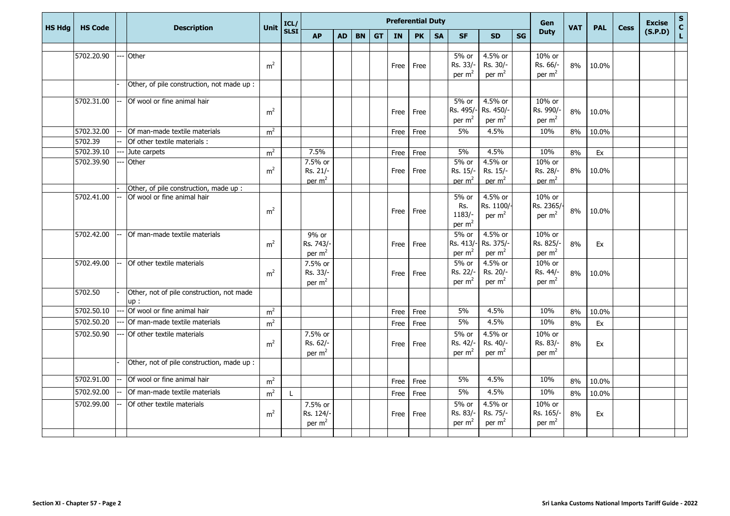| HS Hdg | HS Code | | Description | Unit | ICL/ SLSI | Preferential Duty | | | | | | | | | | Gen Duty | VAT | PAL | Cess | Excise (S.P.D) | S C L |
|---|---|---|---|---|---|---|---|---|---|---|---|---|---|---|---|---|---|---|---|---|---|
| | | | | | | AP | AD | BN | GT | IN | PK | SA | SF | SD | SG | | | | | | |
| | 5702.20.90 | --- | Other | $m^2$ | | | | | | Free | Free | | 5% or Rs. 33/- per $m^2$ | 4.5% or Rs. 30/- per $m^2$ | | 10% or Rs. 66/- per $m^2$ | 8% | 10.0% | | | |
| | | - | Other, of pile construction, not made up : | | | | | | | | | | | | | | | | | | |
| | 5702.31.00 | -- | Of wool or fine animal hair | $m^2$ | | | | | | Free | Free | | 5% or Rs. 495/- per $m^2$ | 4.5% or Rs. 450/- per $m^2$ | | 10% or Rs. 990/- per $m^2$ | 8% | 10.0% | | | |
| | 5702.32.00 | -- | Of man-made textile materials | $m^2$ | | | | | | Free | Free | | 5% | 4.5% | | 10% | 8% | 10.0% | | | |
| | 5702.39 | -- | Of other textile materials : | | | | | | | | | | | | | | | | | | |
| | 5702.39.10 | --- | Jute carpets | $m^2$ | | 7.5% | | | | Free | Free | | 5% | 4.5% | | 10% | 8% | Ex | | | |
| | 5702.39.90 | --- | Other | $m^2$ | | 7.5% or Rs. 21/- per $m^2$ | | | | Free | Free | | 5% or Rs. 15/- per $m^2$ | 4.5% or Rs. 15/- per $m^2$ | | 10% or Rs. 28/- per $m^2$ | 8% | 10.0% | | | |
| | | - | Other, of pile construction, made up : | | | | | | | | | | | | | | | | | | |
| | 5702.41.00 | -- | Of wool or fine animal hair | $m^2$ | | | | | | Free | Free | | 5% or Rs. 1183/- per $m^2$ | 4.5% or Rs. 1100/- per $m^2$ | | 10% or Rs. 2365/- per $m^2$ | 8% | 10.0% | | | |
| | 5702.42.00 | -- | Of man-made textile materials | $m^2$ | | 9% or Rs. 743/- per $m^2$ | | | | Free | Free | | 5% or Rs. 413/- per $m^2$ | 4.5% or Rs. 375/- per $m^2$ | | 10% or Rs. 825/- per $m^2$ | 8% | Ex | | | |
| | 5702.49.00 | -- | Of other textile materials | $m^2$ | | 7.5% or Rs. 33/- per $m^2$ | | | | Free | Free | | 5% or Rs. 22/- per $m^2$ | 4.5% or Rs. 20/- per $m^2$ | | 10% or Rs. 44/- per $m^2$ | 8% | 10.0% | | | |
| | 5702.50 | - | Other, not of pile construction, not made up : | | | | | | | | | | | | | | | | | | |
| | 5702.50.10 | --- | Of wool or fine animal hair | $m^2$ | | | | | | Free | Free | | 5% | 4.5% | | 10% | 8% | 10.0% | | | |
| | 5702.50.20 | --- | Of man-made textile materials | $m^2$ | | | | | | Free | Free | | 5% | 4.5% | | 10% | 8% | Ex | | | |
| | 5702.50.90 | --- | Of other textile materials | $m^2$ | | 7.5% or Rs. 62/- per $m^2$ | | | | Free | Free | | 5% or Rs. 42/- per $m^2$ | 4.5% or Rs. 40/- per $m^2$ | | 10% or Rs. 83/- per $m^2$ | 8% | Ex | | | |
| | | - | Other, not of pile construction, made up : | | | | | | | | | | | | | | | | | | |
| | 5702.91.00 | -- | Of wool or fine animal hair | $m^2$ | | | | | | Free | Free | | 5% | 4.5% | | 10% | 8% | 10.0% | | | |
| | 5702.92.00 | -- | Of man-made textile materials | $m^2$ | L | | | | | Free | Free | | 5% | 4.5% | | 10% | 8% | 10.0% | | | |
| | 5702.99.00 | -- | Of other textile materials | $m^2$ | | 7.5% or Rs. 124/- per $m^2$ | | | | Free | Free | | 5% or Rs. 83/- per $m^2$ | 4.5% or Rs. 75/- per $m^2$ | | 10% or Rs. 165/- per $m^2$ | 8% | Ex | | | |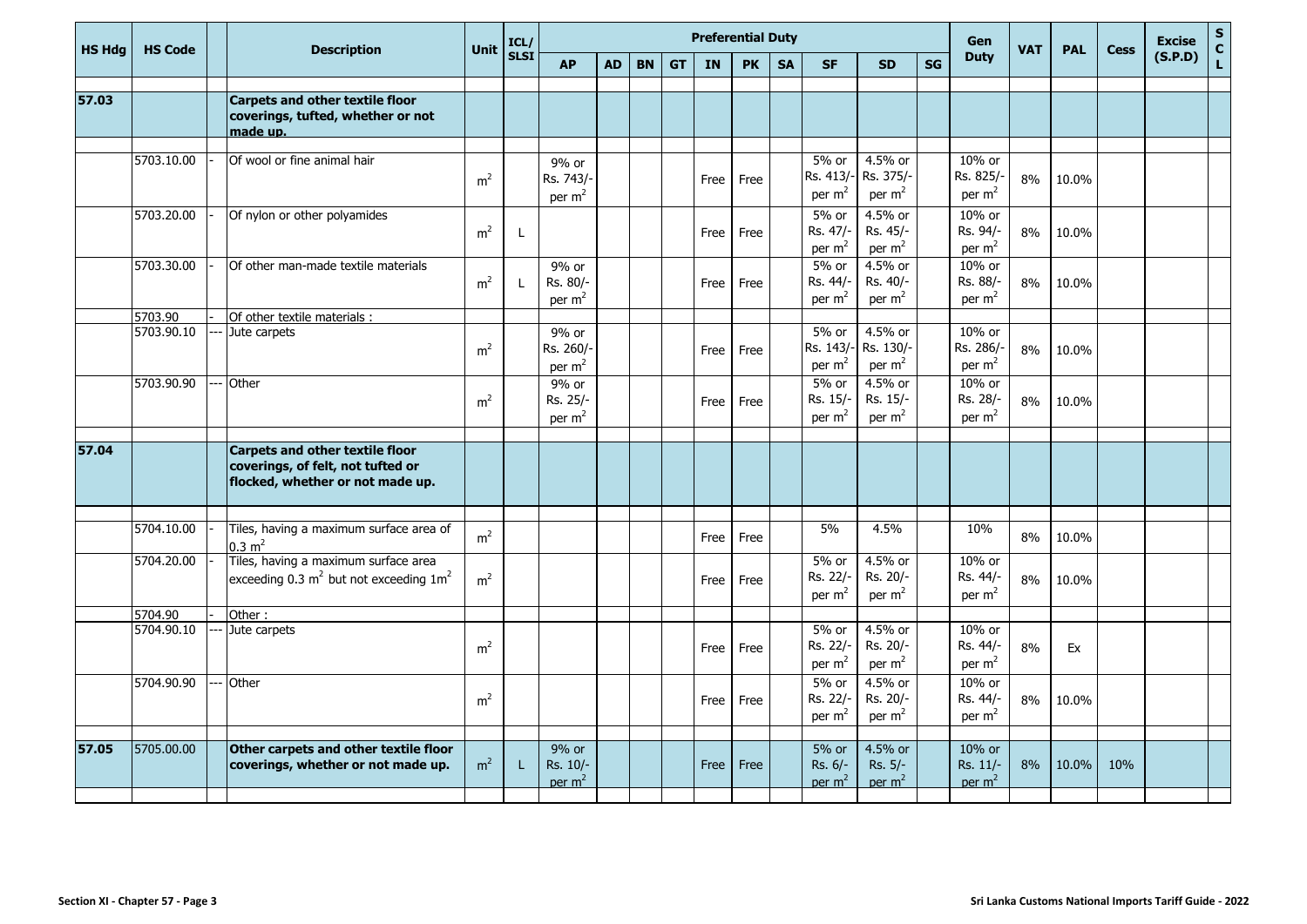| HS Hdg | HS Code | | Description | Unit | ICL/ SLSI | Preferential Duty | | | | | | | | | | Gen Duty | VAT | PAL | Cess | Excise (S.P.D) | S C L |
|---|---|---|---|---|---|---|---|---|---|---|---|---|---|---|---|---|---|---|---|---|---|
| | | | | | | AP | AD | BN | GT | IN | PK | SA | SF | SD | SG | | | | | | |
| **57.03** | | | **Carpets and other textile floor coverings, tufted, whether or not made up.** | | | | | | | | | | | | | | | | | | |
| | 5703.10.00 | - | Of wool or fine animal hair | $m^2$ | | 9% or Rs. 743/- per $m^2$ | | | | Free | Free | | 5% or Rs. 413/- per $m^2$ | 4.5% or Rs. 375/- per $m^2$ | | 10% or Rs. 825/- per $m^2$ | 8% | 10.0% | | | |
| | 5703.20.00 | - | Of nylon or other polyamides | $m^2$ | L | | | | | Free | Free | | 5% or Rs. 47/- per $m^2$ | 4.5% or Rs. 45/- per $m^2$ | | 10% or Rs. 94/- per $m^2$ | 8% | 10.0% | | | |
| | 5703.30.00 | - | Of other man-made textile materials | $m^2$ | L | 9% or Rs. 80/- per $m^2$ | | | | Free | Free | | 5% or Rs. 44/- per $m^2$ | 4.5% or Rs. 40/- per $m^2$ | | 10% or Rs. 88/- per $m^2$ | 8% | 10.0% | | | |
| | 5703.90 | - | Of other textile materials : | | | | | | | | | | | | | | | | | | |
| | 5703.90.10 | --- | Jute carpets | $m^2$ | | 9% or Rs. 260/- per $m^2$ | | | | Free | Free | | 5% or Rs. 143/- per $m^2$ | 4.5% or Rs. 130/- per $m^2$ | | 10% or Rs. 286/- per $m^2$ | 8% | 10.0% | | | |
| | 5703.90.90 | --- | Other | $m^2$ | | 9% or Rs. 25/- per $m^2$ | | | | Free | Free | | 5% or Rs. 15/- per $m^2$ | 4.5% or Rs. 15/- per $m^2$ | | 10% or Rs. 28/- per $m^2$ | 8% | 10.0% | | | |
| **57.04** | | | **Carpets and other textile floor coverings, of felt, not tufted or flocked, whether or not made up.** | | | | | | | | | | | | | | | | | | |
| | 5704.10.00 | - | Tiles, having a maximum surface area of $0.3\ m^2$ | $m^2$ | | | | | | Free | Free | | 5% | 4.5% | | 10% | 8% | 10.0% | | | |
| | 5704.20.00 | - | Tiles, having a maximum surface area exceeding $0.3\ m^2$ but not exceeding $1m^2$ | $m^2$ | | | | | | Free | Free | | 5% or Rs. 22/- per $m^2$ | 4.5% or Rs. 20/- per $m^2$ | | 10% or Rs. 44/- per $m^2$ | 8% | 10.0% | | | |
| | 5704.90 | - | Other : | | | | | | | | | | | | | | | | | | |
| | 5704.90.10 | --- | Jute carpets | $m^2$ | | | | | | Free | Free | | 5% or Rs. 22/- per $m^2$ | 4.5% or Rs. 20/- per $m^2$ | | 10% or Rs. 44/- per $m^2$ | 8% | Ex | | | |
| | 5704.90.90 | --- | Other | $m^2$ | | | | | | Free | Free | | 5% or Rs. 22/- per $m^2$ | 4.5% or Rs. 20/- per $m^2$ | | 10% or Rs. 44/- per $m^2$ | 8% | 10.0% | | | |
| **57.05** | 5705.00.00 | | **Other carpets and other textile floor coverings, whether or not made up.** | $m^2$ | L | 9% or Rs. 10/- per $m^2$ | | | | Free | Free | | 5% or Rs. 6/- per $m^2$ | 4.5% or Rs. 5/- per $m^2$ | | 10% or Rs. 11/- per $m^2$ | 8% | 10.0% | 10% | | |